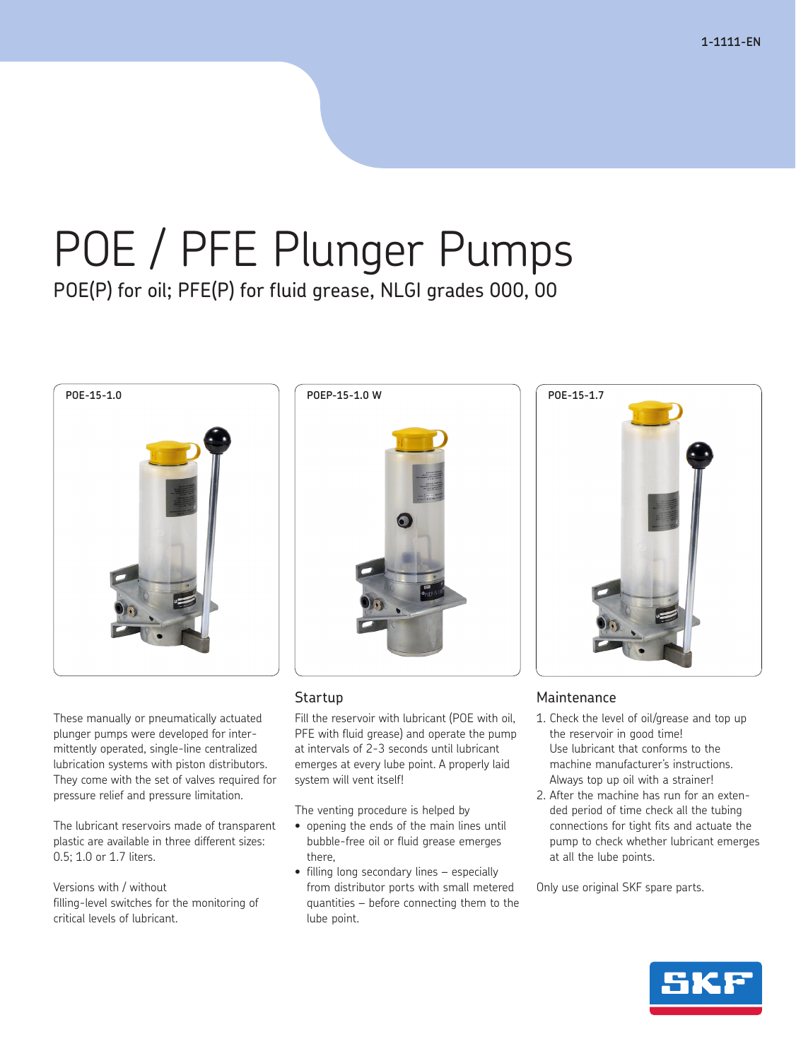# POE / PFE Plunger Pumps

POE(P) for oil; PFE(P) for fluid grease, NLGI grades 000, 00

POE-15-1.0

POEP-15-1.0 W

POE-15-1.7

These manually or pneumatically actuated plunger pumps were developed for intermittently operated, single-line centralized lubrication systems with piston distributors. They come with the set of valves required for pressure relief and pressure limitation.

The lubricant reservoirs made of transparent plastic are available in three different sizes: 0.5; 1.0 or 1.7 liters.

Versions with / without filling-level switches for the monitoring of critical levels of lubricant.

## Startup

Fill the reservoir with lubricant (POE with oil, PFE with fluid grease) and operate the pump at intervals of 2-3 seconds until lubricant emerges at every lube point. A properly laid system will vent itself!

The venting procedure is helped by

- opening the ends of the main lines until bubble-free oil or fluid grease emerges there,
- filling long secondary lines – especially from distributor ports with small metered quantities – before connecting them to the lube point.

## Maintenance

1. Check the level of oil/grease and top up the reservoir in good time!
   Use lubricant that conforms to the machine manufacturer's instructions.
   Always top up oil with a strainer!
2. After the machine has run for an extended period of time check all the tubing connections for tight fits and actuate the pump to check whether lubricant emerges at all the lube points.

Only use original SKF spare parts.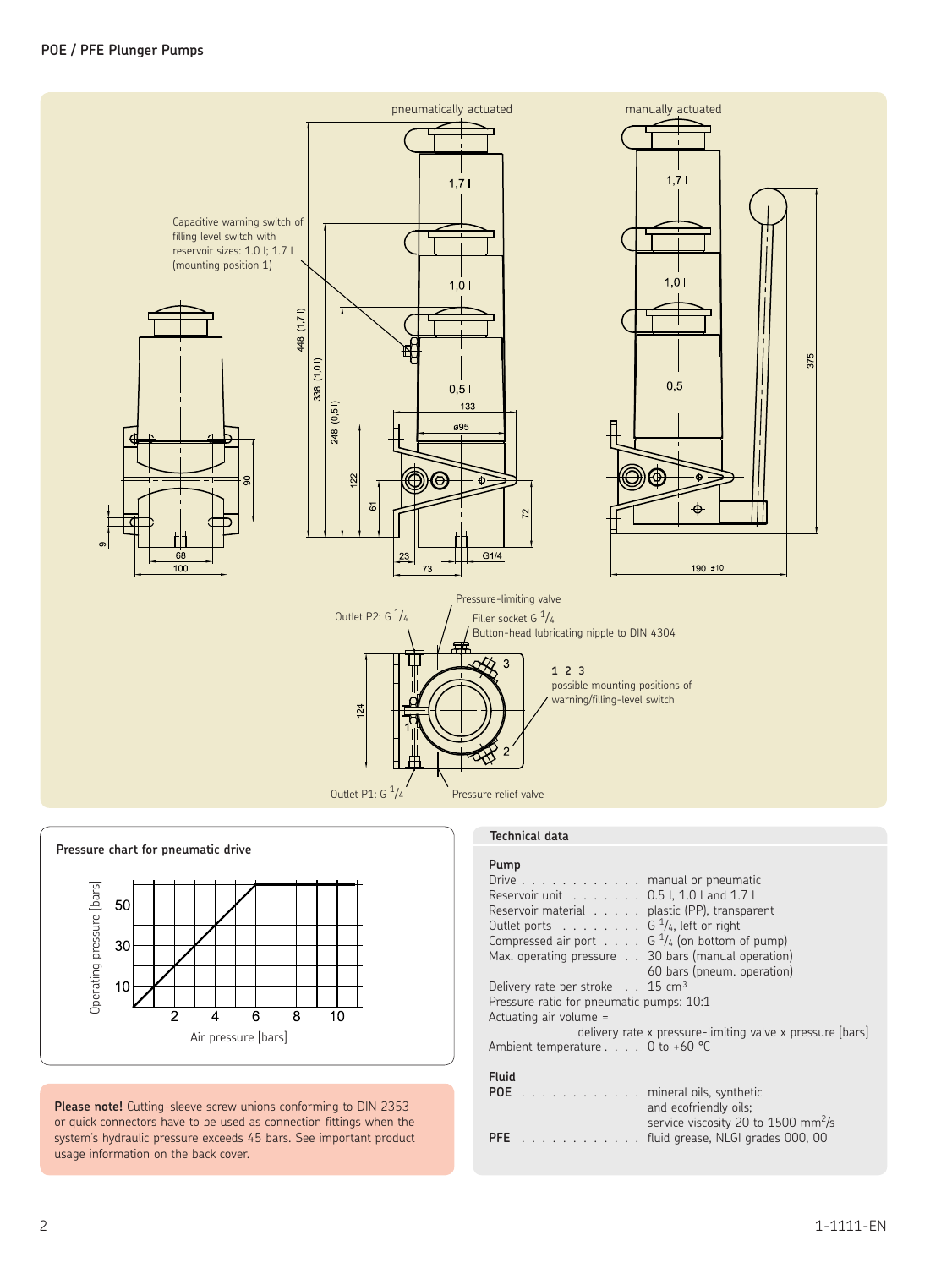# POE / PFE Plunger Pumps

pneumatically actuated

manually actuated

Capacitive warning switch of filling level switch with reservoir sizes: 1.0 l; 1.7 l (mounting position 1)

Pressure-limiting valve

Outlet P2: G 1/4

Filler socket G 1/4

Button-head lubricating nipple to DIN 4304

**1 2 3** possible mounting positions of warning/filling-level switch

Outlet P1: G 1/4

Pressure relief valve

## Pressure chart for pneumatic drive

Operating pressure [bars] vs. Air pressure [bars]

## Technical data

### Pump

Drive . . . . . . . . . . . . manual or pneumatic
Reservoir unit . . . . . . . 0.5 l, 1.0 l and 1.7 l
Reservoir material . . . . . plastic (PP), transparent
Outlet ports . . . . . . . . G 1/4, left or right
Compressed air port . . . . G 1/4 (on bottom of pump)
Max. operating pressure . . 30 bars (manual operation)
60 bars (pneum. operation)
Delivery rate per stroke . . 15 $cm^3$
Pressure ratio for pneumatic pumps: 10:1
Actuating air volume =
delivery rate x pressure-limiting valve x pressure [bars]
Ambient temperature . . . . 0 to +60 °C

### Fluid

**POE** . . . . . . . . . . . . mineral oils, synthetic and ecofriendly oils; service viscosity 20 to 1500 $mm^2/s$
**PFE** . . . . . . . . . . . . fluid grease, NLGI grades 000, 00

**Please note!** Cutting-sleeve screw unions conforming to DIN 2353 or quick connectors have to be used as connection fittings when the system's hydraulic pressure exceeds 45 bars. See important product usage information on the back cover.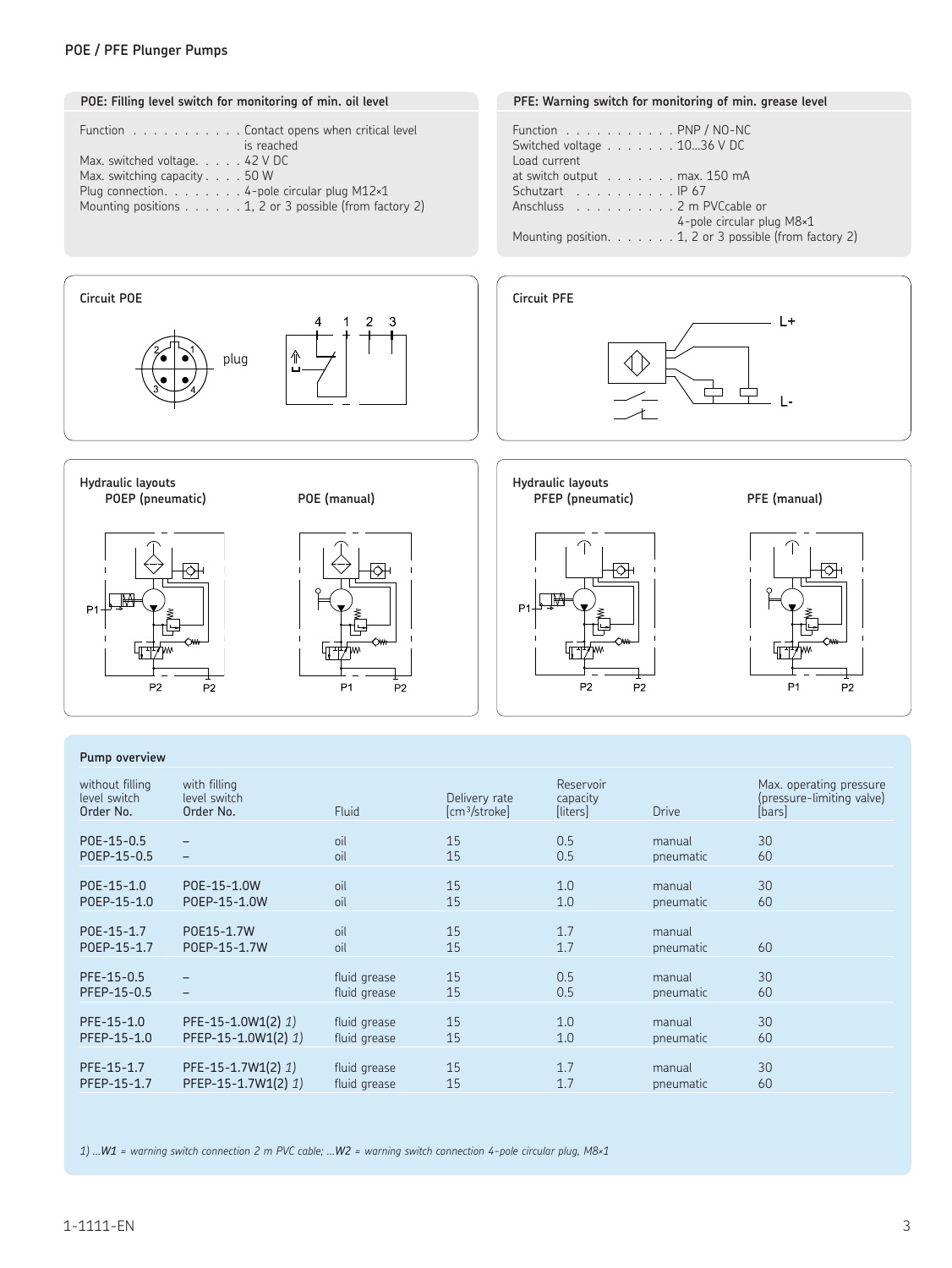## POE / PFE Plunger Pumps

### POE: Filling level switch for monitoring of min. oil level

| | |
|---|---|
| Function | Contact opens when critical level is reached |
| Max. switched voltage | 42 V DC |
| Max. switching capacity | 50 W |
| Plug connection | 4-pole circular plug M12×1 |
| Mounting positions | 1, 2 or 3 possible (from factory 2) |

### PFE: Warning switch for monitoring of min. grease level

| | |
|---|---|
| Function | PNP / NO-NC |
| Switched voltage | 10...36 V DC |
| Load current at switch output | max. 150 mA |
| Schutzart | IP 67 |
| Anschluss | 2 m PVCcable or 4-pole circular plug M8×1 |
| Mounting position | 1, 2 or 3 possible (from factory 2) |

### Circuit POE

plug

4 1 2 3

### Circuit PFE

L+

L-

### Hydraulic layouts

**POEP (pneumatic)** — P1, P2, P2

**POE (manual)** — P1, P2

### Hydraulic layouts

**PFEP (pneumatic)** — P1, P2, P2

**PFE (manual)** — P1, P2

### Pump overview

| without filling level switch Order No. | with filling level switch Order No. | Fluid | Delivery rate [cm³/stroke] | Reservoir capacity [liters] | Drive | Max. operating pressure (pressure-limiting valve) [bars] |
|---|---|---|---|---|---|---|
| POE-15-0.5 | – | oil | 15 | 0.5 | manual | 30 |
| POEP-15-0.5 | – | oil | 15 | 0.5 | pneumatic | 60 |
| POE-15-1.0 | POE-15-1.0W | oil | 15 | 1.0 | manual | 30 |
| POEP-15-1.0 | POEP-15-1.0W | oil | 15 | 1.0 | pneumatic | 60 |
| POE-15-1.7 | POE15-1.7W | oil | 15 | 1.7 | manual | |
| POEP-15-1.7 | POEP-15-1.7W | oil | 15 | 1.7 | pneumatic | 60 |
| PFE-15-0.5 | – | fluid grease | 15 | 0.5 | manual | 30 |
| PFEP-15-0.5 | – | fluid grease | 15 | 0.5 | pneumatic | 60 |
| PFE-15-1.0 | PFE-15-1.0W1(2) *1)* | fluid grease | 15 | 1.0 | manual | 30 |
| PFEP-15-1.0 | PFEP-15-1.0W1(2) *1)* | fluid grease | 15 | 1.0 | pneumatic | 60 |
| PFE-15-1.7 | PFE-15-1.7W1(2) *1)* | fluid grease | 15 | 1.7 | manual | 30 |
| PFEP-15-1.7 | PFEP-15-1.7W1(2) *1)* | fluid grease | 15 | 1.7 | pneumatic | 60 |

*1) ...**W1** = warning switch connection 2 m PVC cable; ...**W2** = warning switch connection 4-pole circular plug, M8×1*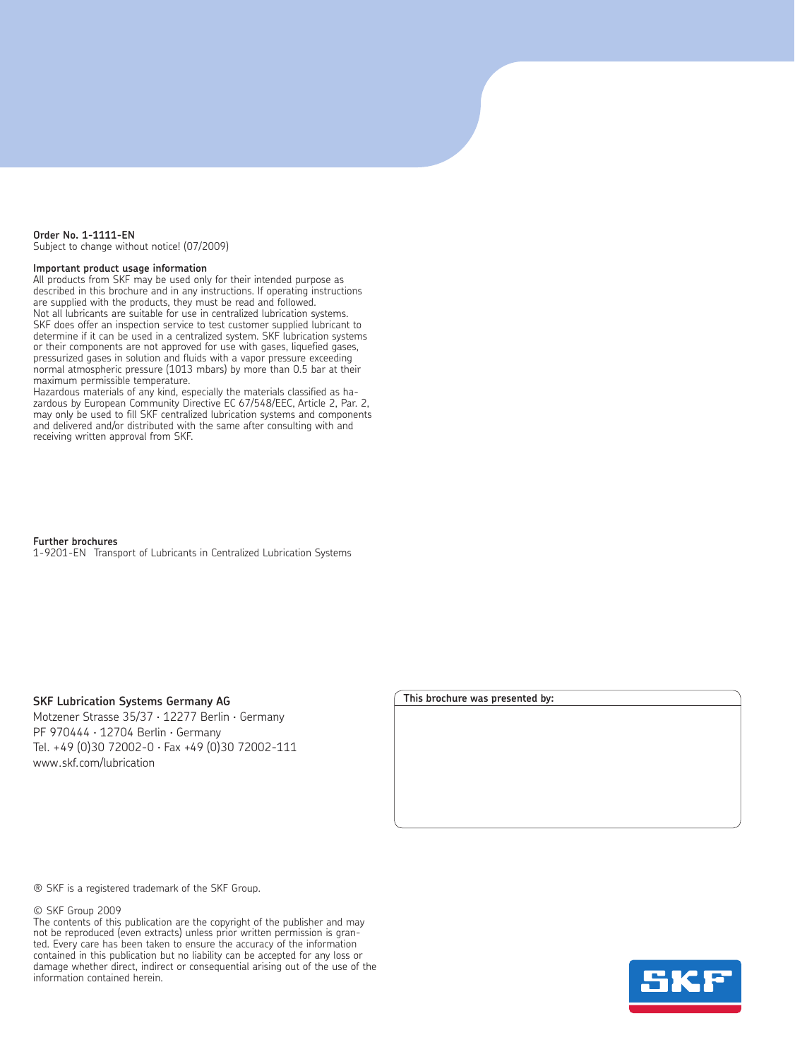**Order No. 1-1111-EN**
Subject to change without notice! (07/2009)

**Important product usage information**
All products from SKF may be used only for their intended purpose as described in this brochure and in any instructions. If operating instructions are supplied with the products, they must be read and followed.
Not all lubricants are suitable for use in centralized lubrication systems. SKF does offer an inspection service to test customer supplied lubricant to determine if it can be used in a centralized system. SKF lubrication systems or their components are not approved for use with gases, liquefied gases, pressurized gases in solution and fluids with a vapor pressure exceeding normal atmospheric pressure (1013 mbars) by more than 0.5 bar at their maximum permissible temperature.
Hazardous materials of any kind, especially the materials classified as hazardous by European Community Directive EC 67/548/EEC, Article 2, Par. 2, may only be used to fill SKF centralized lubrication systems and components and delivered and/or distributed with the same after consulting with and receiving written approval from SKF.

**Further brochures**
1-9201-EN Transport of Lubricants in Centralized Lubrication Systems

**SKF Lubrication Systems Germany AG**
Motzener Strasse 35/37 · 12277 Berlin · Germany
PF 970444 · 12704 Berlin · Germany
Tel. +49 (0)30 72002-0 · Fax +49 (0)30 72002-111
www.skf.com/lubrication

**This brochure was presented by:**

® SKF is a registered trademark of the SKF Group.

© SKF Group 2009
The contents of this publication are the copyright of the publisher and may not be reproduced (even extracts) unless prior written permission is granted. Every care has been taken to ensure the accuracy of the information contained in this publication but no liability can be accepted for any loss or damage whether direct, indirect or consequential arising out of the use of the information contained herein.

SKF